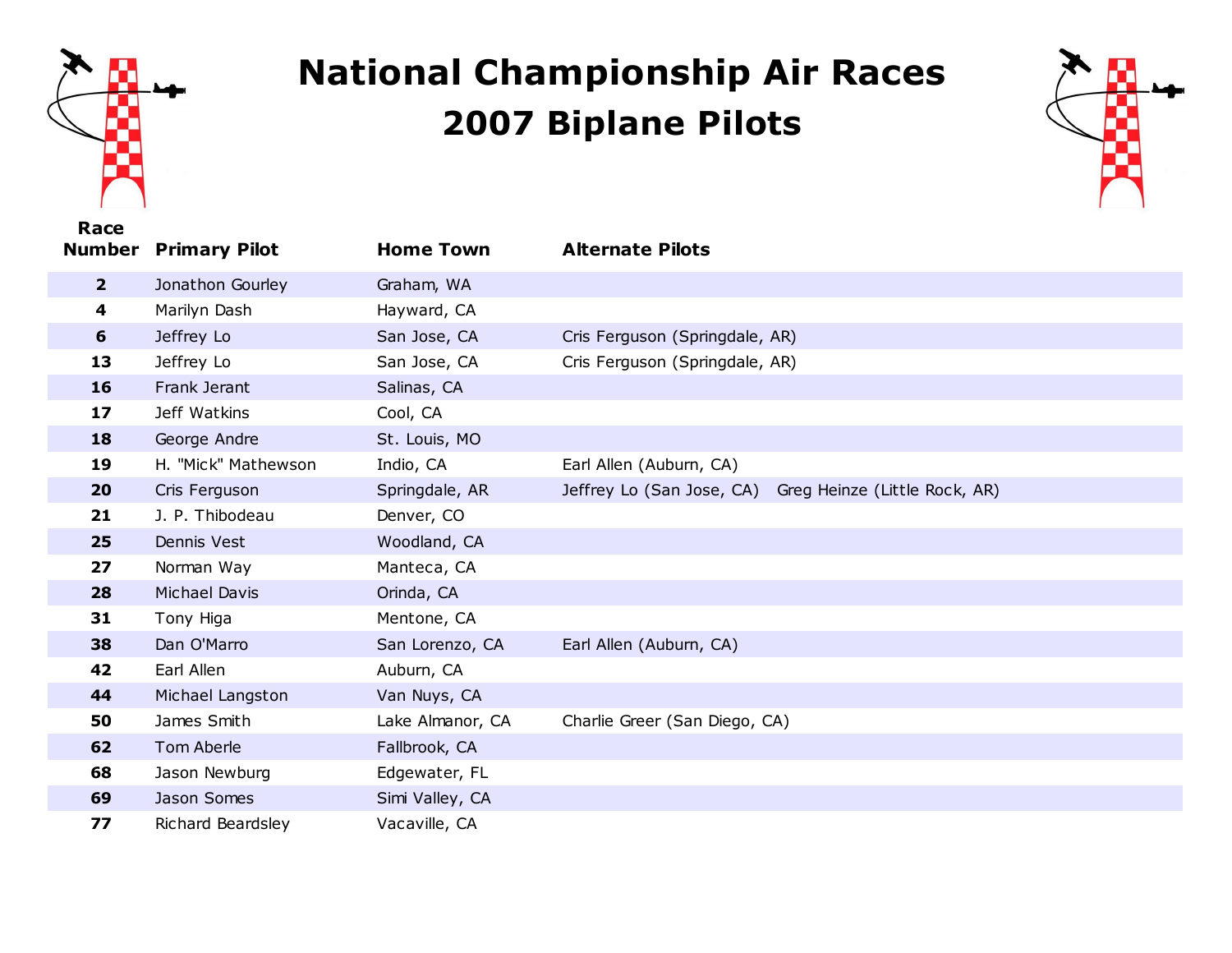# National Championship Air Races
## 2007 Biplane Pilots

| Race Number | Primary Pilot | Home Town | Alternate Pilots |
|---|---|---|---|
| **2** | Jonathon Gourley | Graham, WA | |
| **4** | Marilyn Dash | Hayward, CA | |
| **6** | Jeffrey Lo | San Jose, CA | Cris Ferguson (Springdale, AR) |
| **13** | Jeffrey Lo | San Jose, CA | Cris Ferguson (Springdale, AR) |
| **16** | Frank Jerant | Salinas, CA | |
| **17** | Jeff Watkins | Cool, CA | |
| **18** | George Andre | St. Louis, MO | |
| **19** | H. "Mick" Mathewson | Indio, CA | Earl Allen (Auburn, CA) |
| **20** | Cris Ferguson | Springdale, AR | Jeffrey Lo (San Jose, CA) Greg Heinze (Little Rock, AR) |
| **21** | J. P. Thibodeau | Denver, CO | |
| **25** | Dennis Vest | Woodland, CA | |
| **27** | Norman Way | Manteca, CA | |
| **28** | Michael Davis | Orinda, CA | |
| **31** | Tony Higa | Mentone, CA | |
| **38** | Dan O'Marro | San Lorenzo, CA | Earl Allen (Auburn, CA) |
| **42** | Earl Allen | Auburn, CA | |
| **44** | Michael Langston | Van Nuys, CA | |
| **50** | James Smith | Lake Almanor, CA | Charlie Greer (San Diego, CA) |
| **62** | Tom Aberle | Fallbrook, CA | |
| **68** | Jason Newburg | Edgewater, FL | |
| **69** | Jason Somes | Simi Valley, CA | |
| **77** | Richard Beardsley | Vacaville, CA | |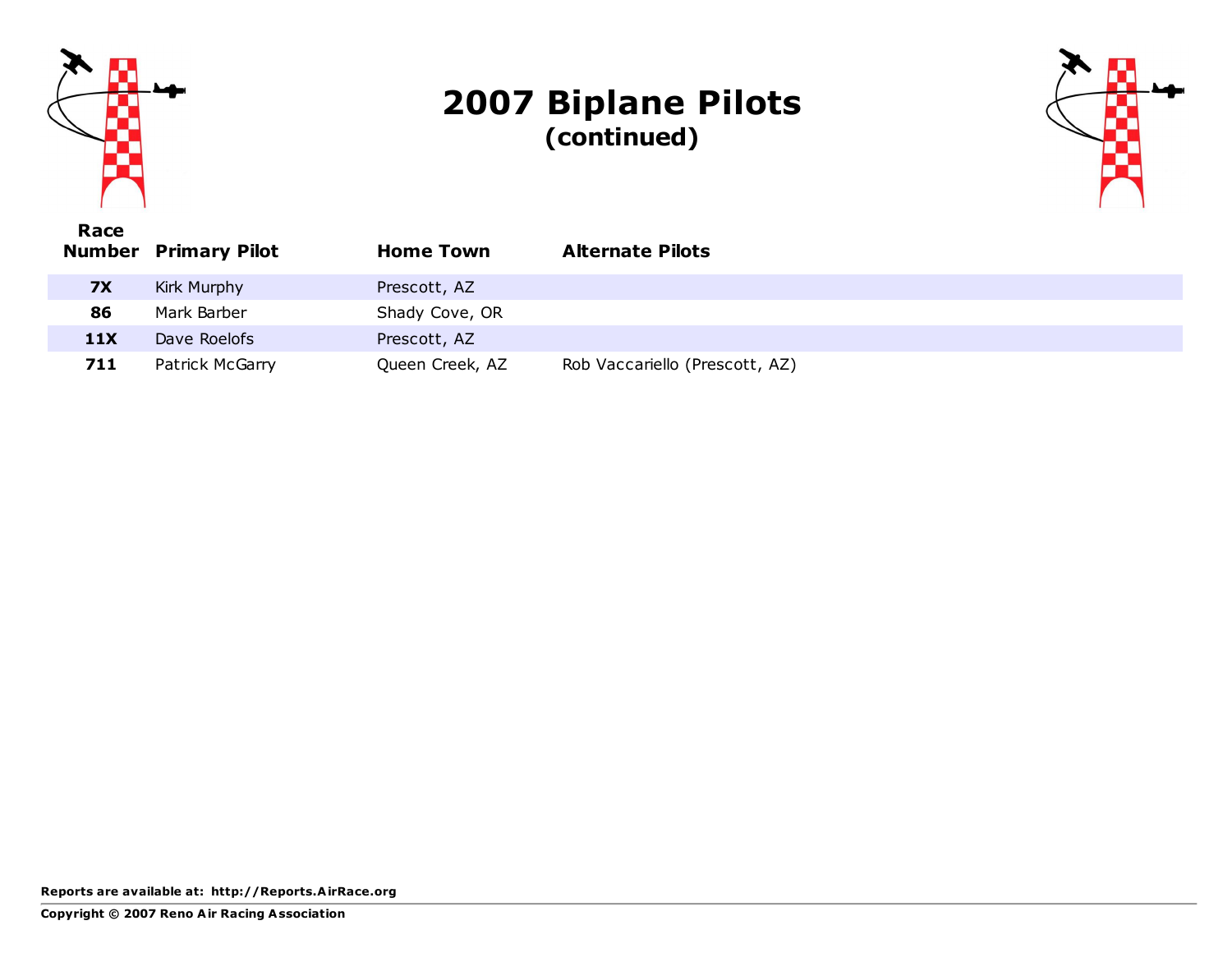# 2007 Biplane Pilots
## (continued)

| Race Number | Primary Pilot | Home Town | Alternate Pilots |
| --- | --- | --- | --- |
| **7X** | Kirk Murphy | Prescott, AZ | |
| **86** | Mark Barber | Shady Cove, OR | |
| **11X** | Dave Roelofs | Prescott, AZ | |
| **711** | Patrick McGarry | Queen Creek, AZ | Rob Vaccariello (Prescott, AZ) |

**Reports are available at: http://Reports.AirRace.org**

**Copyright © 2007 Reno Air Racing Association**